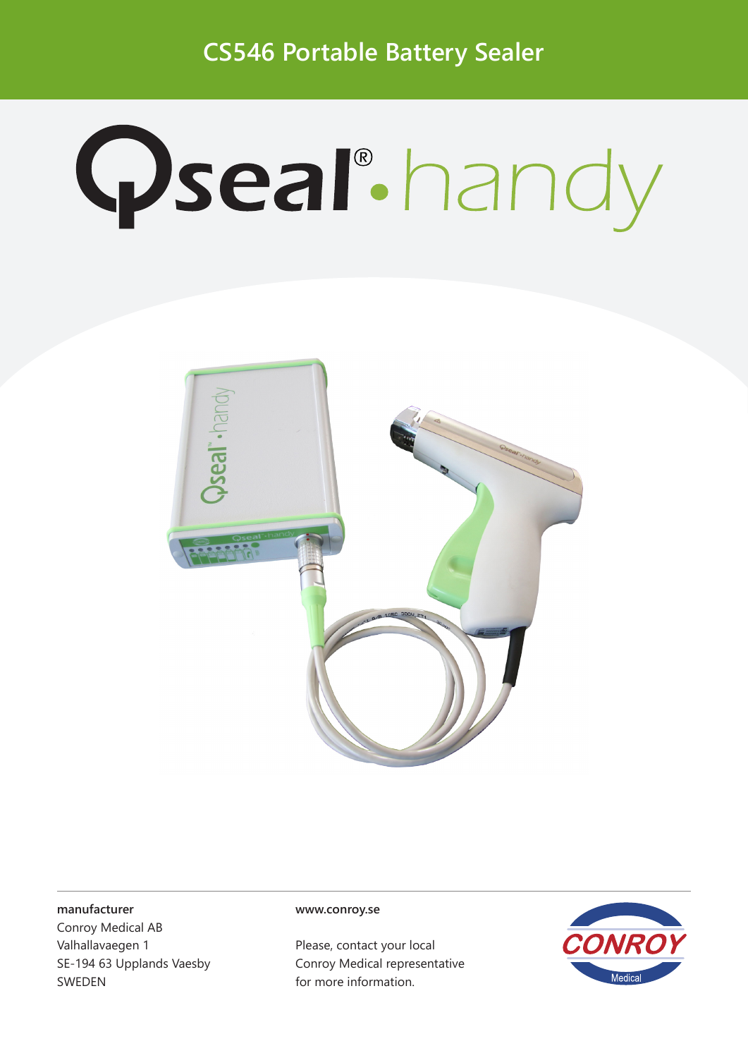# CS546 Portable Battery Sealer

# Qseal®·handy

**manufacturer**
Conroy Medical AB
Valhallavaegen 1
SE-194 63 Upplands Vaesby
SWEDEN

**www.conroy.se**

Please, contact your local
Conroy Medical representative
for more information.

CONROY Medical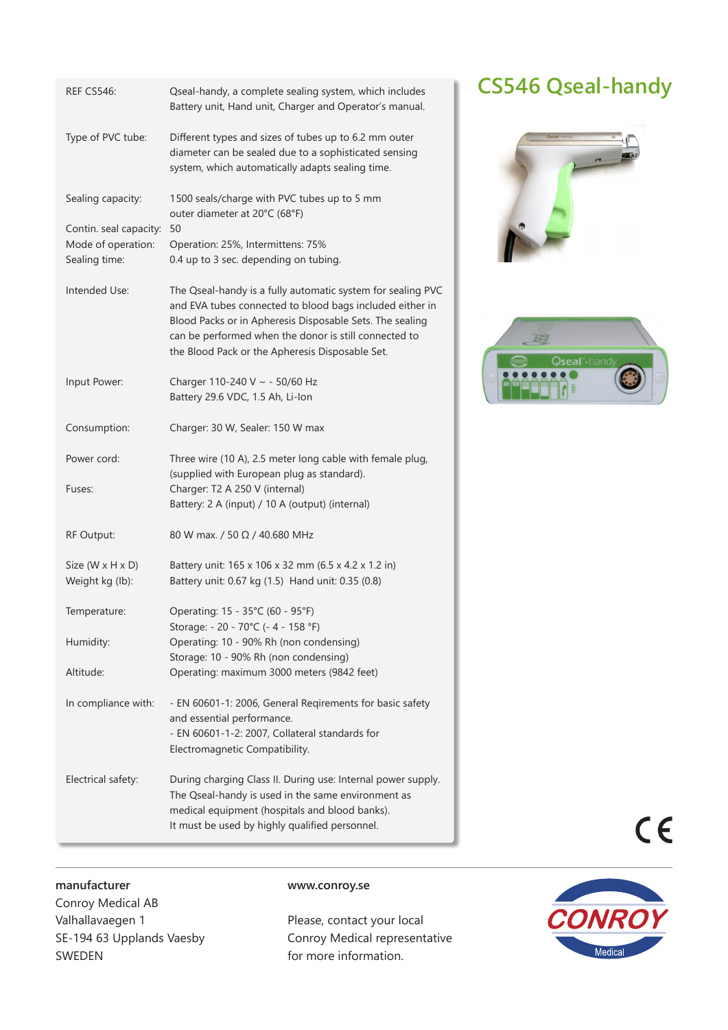# CS546 Qseal-handy

| | |
|---|---|
| REF CS546: | Qseal-handy, a complete sealing system, which includes Battery unit, Hand unit, Charger and Operator's manual. |
| Type of PVC tube: | Different types and sizes of tubes up to 6.2 mm outer diameter can be sealed due to a sophisticated sensing system, which automatically adapts sealing time. |
| Sealing capacity: | 1500 seals/charge with PVC tubes up to 5 mm outer diameter at 20°C (68°F) |
| Contin. seal capacity: | 50 |
| Mode of operation: | Operation: 25%, Intermittens: 75% |
| Sealing time: | 0.4 up to 3 sec. depending on tubing. |
| Intended Use: | The Qseal-handy is a fully automatic system for sealing PVC and EVA tubes connected to blood bags included either in Blood Packs or in Apheresis Disposable Sets. The sealing can be performed when the donor is still connected to the Blood Pack or the Apheresis Disposable Set. |
| Input Power: | Charger 110-240 V ~ - 50/60 Hz<br>Battery 29.6 VDC, 1.5 Ah, Li-Ion |
| Consumption: | Charger: 30 W, Sealer: 150 W max |
| Power cord: | Three wire (10 A), 2.5 meter long cable with female plug, (supplied with European plug as standard). |
| Fuses: | Charger: T2 A 250 V (internal)<br>Battery: 2 A (input) / 10 A (output) (internal) |
| RF Output: | 80 W max. / 50 Ω / 40.680 MHz |
| Size (W x H x D) | Battery unit: 165 x 106 x 32 mm (6.5 x 4.2 x 1.2 in) |
| Weight kg (lb): | Battery unit: 0.67 kg (1.5) Hand unit: 0.35 (0.8) |
| Temperature: | Operating: 15 - 35°C (60 - 95°F)<br>Storage: - 20 - 70°C (- 4 - 158 °F) |
| Humidity: | Operating: 10 - 90% Rh (non condensing)<br>Storage: 10 - 90% Rh (non condensing) |
| Altitude: | Operating: maximum 3000 meters (9842 feet) |
| In compliance with: | - EN 60601-1: 2006, General Reqirements for basic safety and essential performance.<br>- EN 60601-1-2: 2007, Collateral standards for Electromagnetic Compatibility. |
| Electrical safety: | During charging Class II. During use: Internal power supply. The Qseal-handy is used in the same environment as medical equipment (hospitals and blood banks). It must be used by highly qualified personnel. |

CE

**manufacturer**
Conroy Medical AB
Valhallavaegen 1
SE-194 63 Upplands Vaesby
SWEDEN

**www.conroy.se**

Please, contact your local Conroy Medical representative for more information.

CONROY Medical